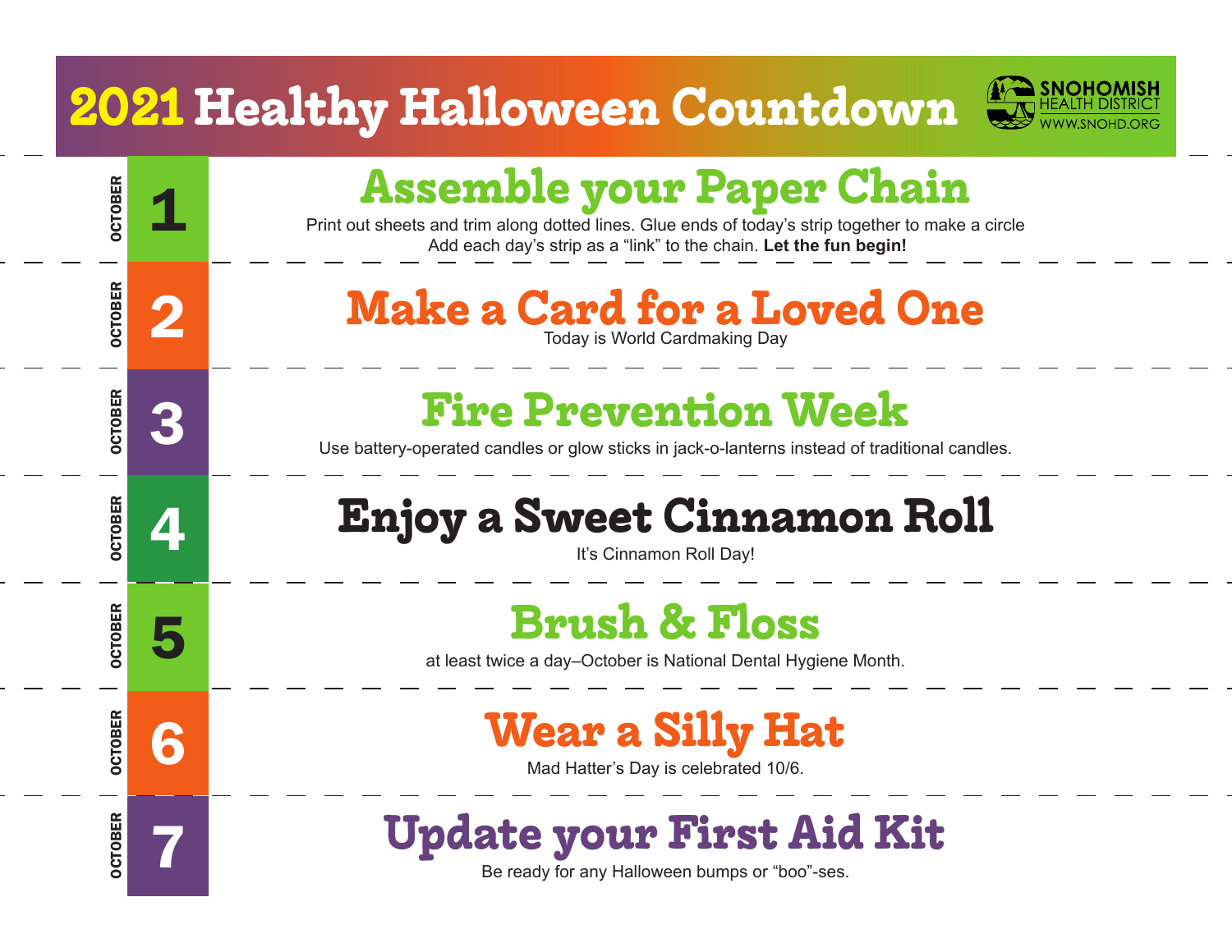# 2021 Healthy Halloween Countdown

SNOHOMISH HEALTH DISTRICT
WWW.SNOHD.ORG

**OCTOBER 1**

## Assemble your Paper Chain

Print out sheets and trim along dotted lines. Glue ends of today's strip together to make a circle Add each day's strip as a "link" to the chain. **Let the fun begin!**

**OCTOBER 2**

## Make a Card for a Loved One

Today is World Cardmaking Day

**OCTOBER 3**

## Fire Prevention Week

Use battery-operated candles or glow sticks in jack-o-lanterns instead of traditional candles.

**OCTOBER 4**

## Enjoy a Sweet Cinnamon Roll

It's Cinnamon Roll Day!

**OCTOBER 5**

## Brush & Floss

at least twice a day–October is National Dental Hygiene Month.

**OCTOBER 6**

## Wear a Silly Hat

Mad Hatter's Day is celebrated 10/6.

**OCTOBER 7**

## Update your First Aid Kit

Be ready for any Halloween bumps or "boo"-ses.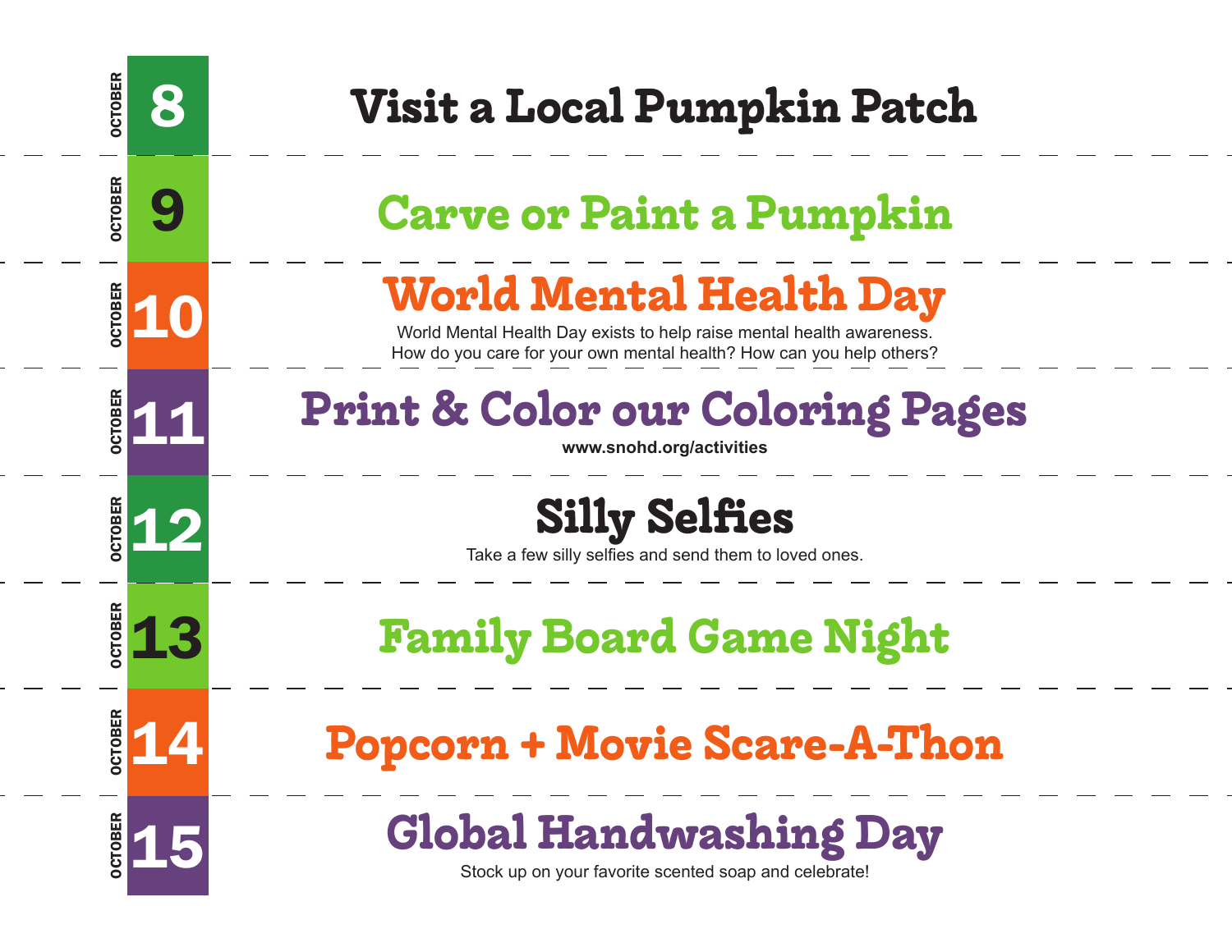**OCTOBER 8**

## Visit a Local Pumpkin Patch

**OCTOBER 9**

## Carve or Paint a Pumpkin

**OCTOBER 10**

## World Mental Health Day

World Mental Health Day exists to help raise mental health awareness.
How do you care for your own mental health? How can you help others?

**OCTOBER 11**

## Print & Color our Coloring Pages

**www.snohd.org/activities**

**OCTOBER 12**

## Silly Selfies

Take a few silly selfies and send them to loved ones.

**OCTOBER 13**

## Family Board Game Night

**OCTOBER 14**

## Popcorn + Movie Scare-A-Thon

**OCTOBER 15**

## Global Handwashing Day

Stock up on your favorite scented soap and celebrate!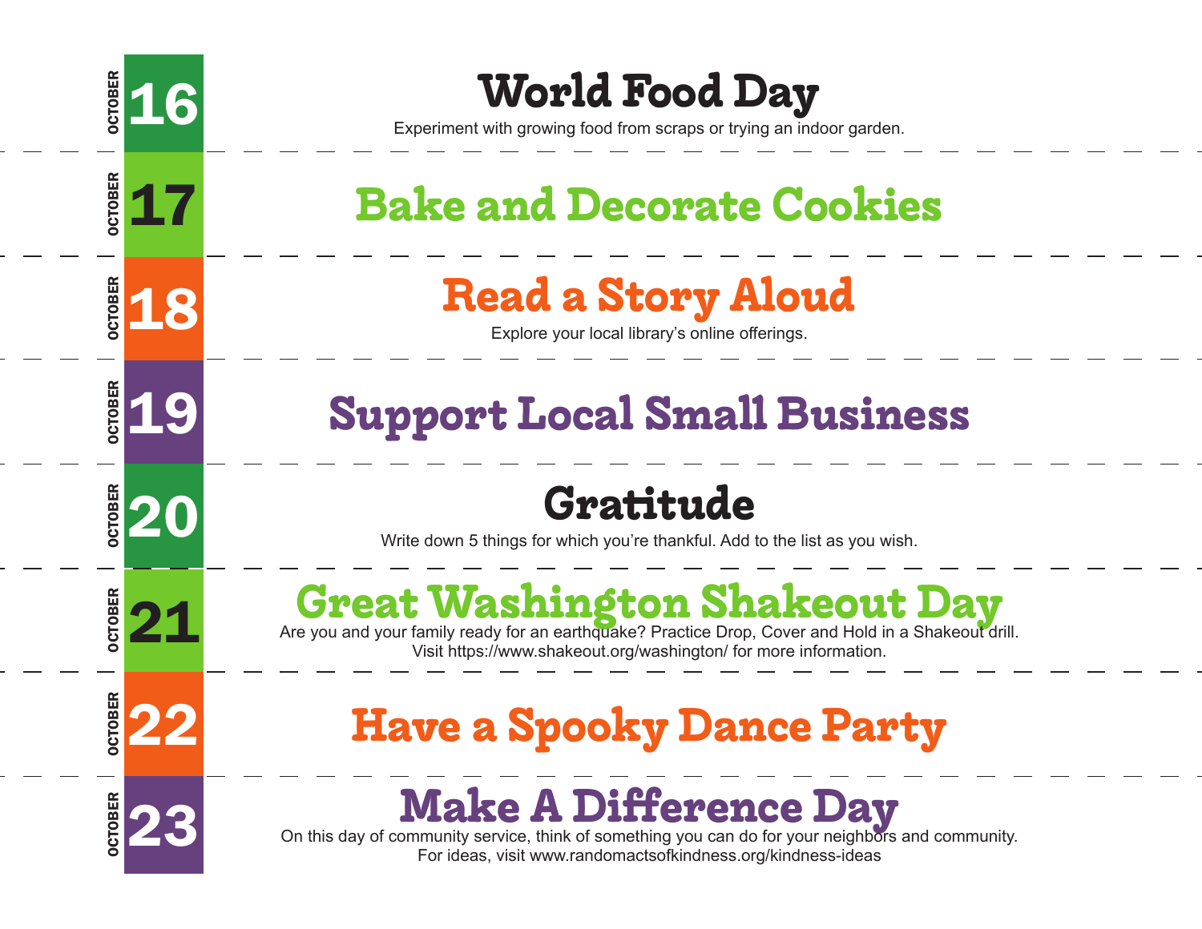OCTOBER 16

## World Food Day

Experiment with growing food from scraps or trying an indoor garden.

OCTOBER 17

## Bake and Decorate Cookies

OCTOBER 18

## Read a Story Aloud

Explore your local library's online offerings.

OCTOBER 19

## Support Local Small Business

OCTOBER 20

## Gratitude

Write down 5 things for which you're thankful. Add to the list as you wish.

OCTOBER 21

## Great Washington Shakeout Day

Are you and your family ready for an earthquake? Practice Drop, Cover and Hold in a Shakeout drill.
Visit https://www.shakeout.org/washington/ for more information.

OCTOBER 22

## Have a Spooky Dance Party

OCTOBER 23

## Make A Difference Day

On this day of community service, think of something you can do for your neighbors and community.
For ideas, visit www.randomactsofkindness.org/kindness-ideas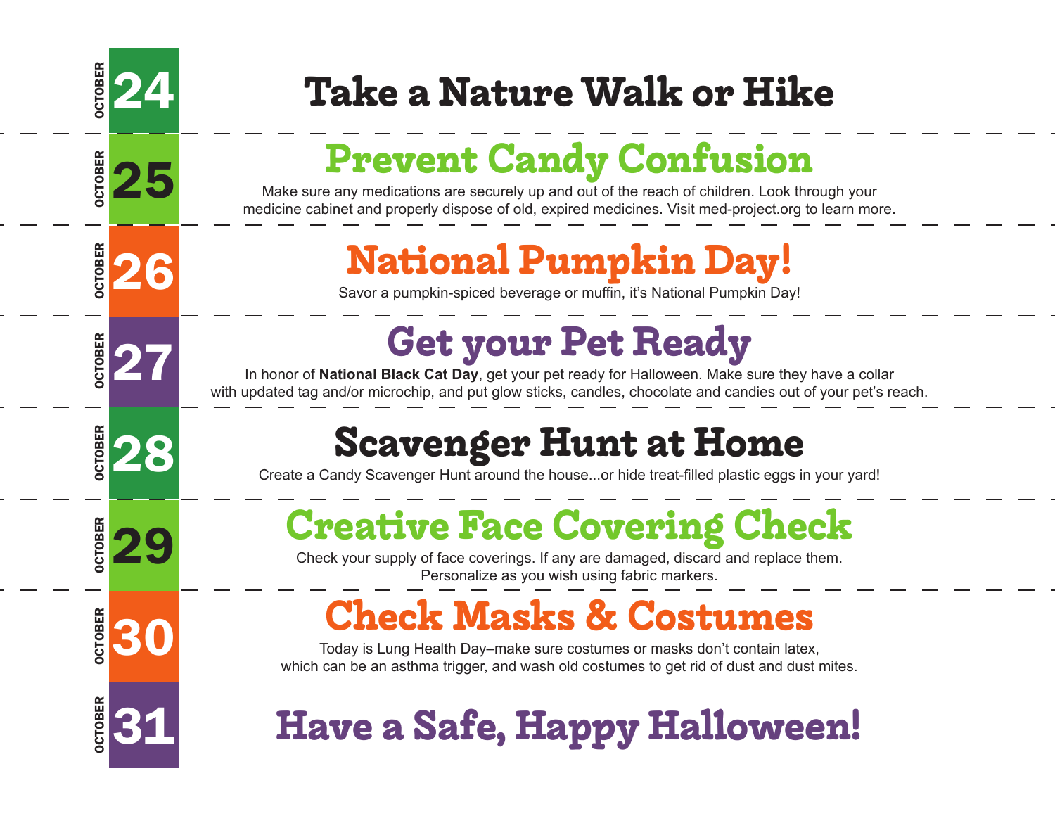OCTOBER 24

## Take a Nature Walk or Hike

OCTOBER 25

## Prevent Candy Confusion

Make sure any medications are securely up and out of the reach of children. Look through your medicine cabinet and properly dispose of old, expired medicines. Visit med-project.org to learn more.

OCTOBER 26

## National Pumpkin Day!

Savor a pumpkin-spiced beverage or muffin, it's National Pumpkin Day!

OCTOBER 27

## Get your Pet Ready

In honor of **National Black Cat Day**, get your pet ready for Halloween. Make sure they have a collar with updated tag and/or microchip, and put glow sticks, candles, chocolate and candies out of your pet's reach.

OCTOBER 28

## Scavenger Hunt at Home

Create a Candy Scavenger Hunt around the house...or hide treat-filled plastic eggs in your yard!

OCTOBER 29

## Creative Face Covering Check

Check your supply of face coverings. If any are damaged, discard and replace them. Personalize as you wish using fabric markers.

OCTOBER 30

## Check Masks & Costumes

Today is Lung Health Day–make sure costumes or masks don't contain latex, which can be an asthma trigger, and wash old costumes to get rid of dust and dust mites.

OCTOBER 31

## Have a Safe, Happy Halloween!